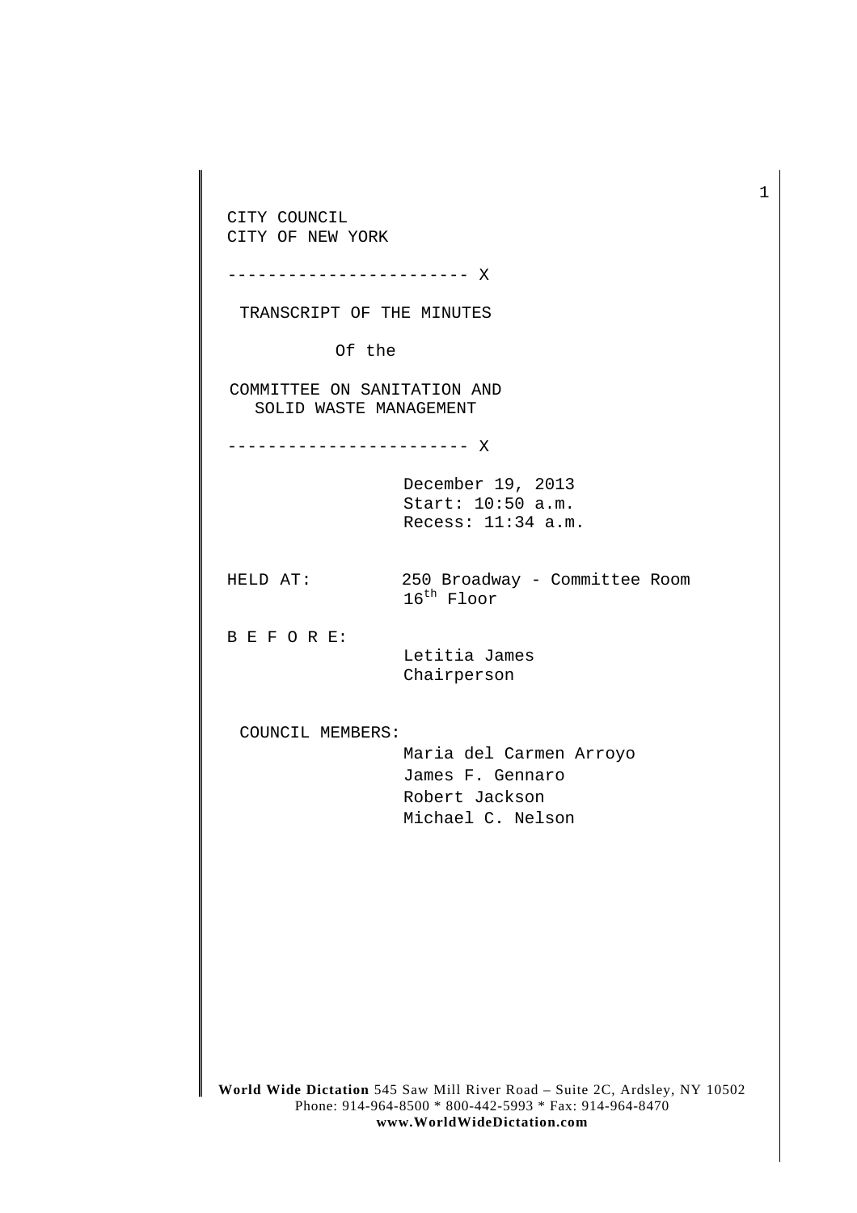CITY COUNCIL
CITY OF NEW YORK

------------------------ X

TRANSCRIPT OF THE MINUTES

Of the

COMMITTEE ON SANITATION AND SOLID WASTE MANAGEMENT

------------------------ X

December 19, 2013
Start: 10:50 a.m.
Recess: 11:34 a.m.

HELD AT: 250 Broadway - Committee Room 16th Floor

B E F O R E:
Letitia James
Chairperson

COUNCIL MEMBERS:
Maria del Carmen Arroyo
James F. Gennaro
Robert Jackson
Michael C. Nelson

**World Wide Dictation** 545 Saw Mill River Road – Suite 2C, Ardsley, NY 10502
Phone: 914-964-8500 * 800-442-5993 * Fax: 914-964-8470
**www.WorldWideDictation.com**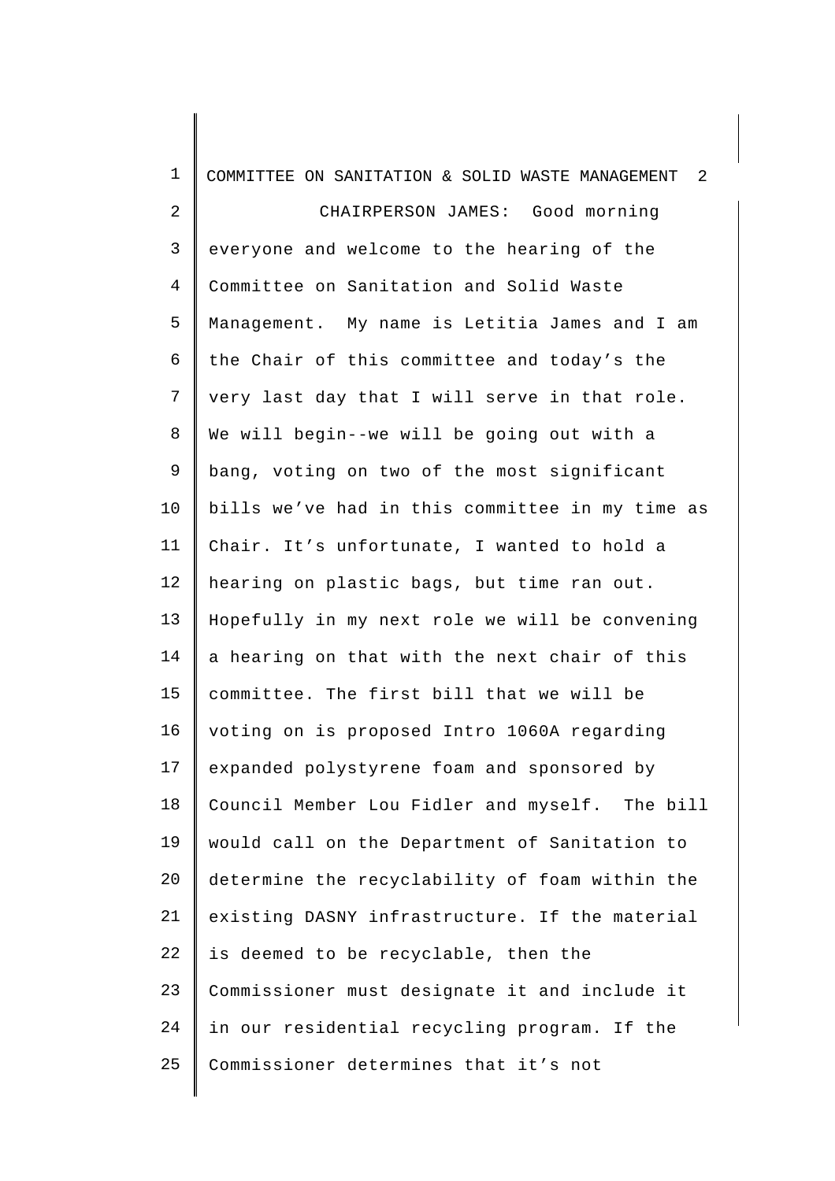CHAIRPERSON JAMES: Good morning everyone and welcome to the hearing of the Committee on Sanitation and Solid Waste Management. My name is Letitia James and I am the Chair of this committee and today's the very last day that I will serve in that role. We will begin--we will be going out with a bang, voting on two of the most significant bills we've had in this committee in my time as Chair. It's unfortunate, I wanted to hold a hearing on plastic bags, but time ran out. Hopefully in my next role we will be convening a hearing on that with the next chair of this committee. The first bill that we will be voting on is proposed Intro 1060A regarding expanded polystyrene foam and sponsored by Council Member Lou Fidler and myself. The bill would call on the Department of Sanitation to determine the recyclability of foam within the existing DASNY infrastructure. If the material is deemed to be recyclable, then the Commissioner must designate it and include it in our residential recycling program. If the Commissioner determines that it's not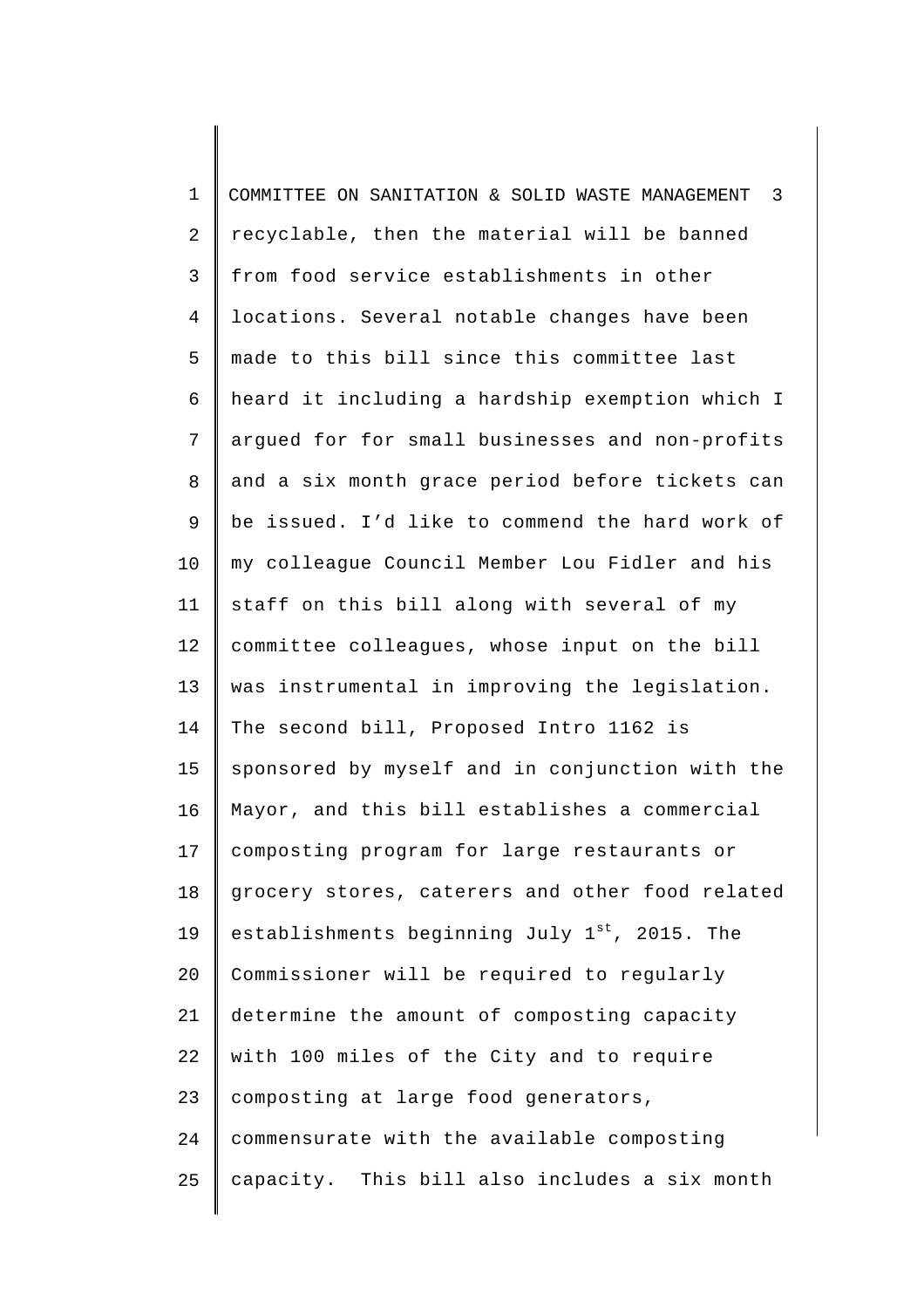recyclable, then the material will be banned from food service establishments in other locations. Several notable changes have been made to this bill since this committee last heard it including a hardship exemption which I argued for for small businesses and non-profits and a six month grace period before tickets can be issued. I'd like to commend the hard work of my colleague Council Member Lou Fidler and his staff on this bill along with several of my committee colleagues, whose input on the bill was instrumental in improving the legislation. The second bill, Proposed Intro 1162 is sponsored by myself and in conjunction with the Mayor, and this bill establishes a commercial composting program for large restaurants or grocery stores, caterers and other food related establishments beginning July 1st, 2015. The Commissioner will be required to regularly determine the amount of composting capacity with 100 miles of the City and to require composting at large food generators, commensurate with the available composting capacity. This bill also includes a six month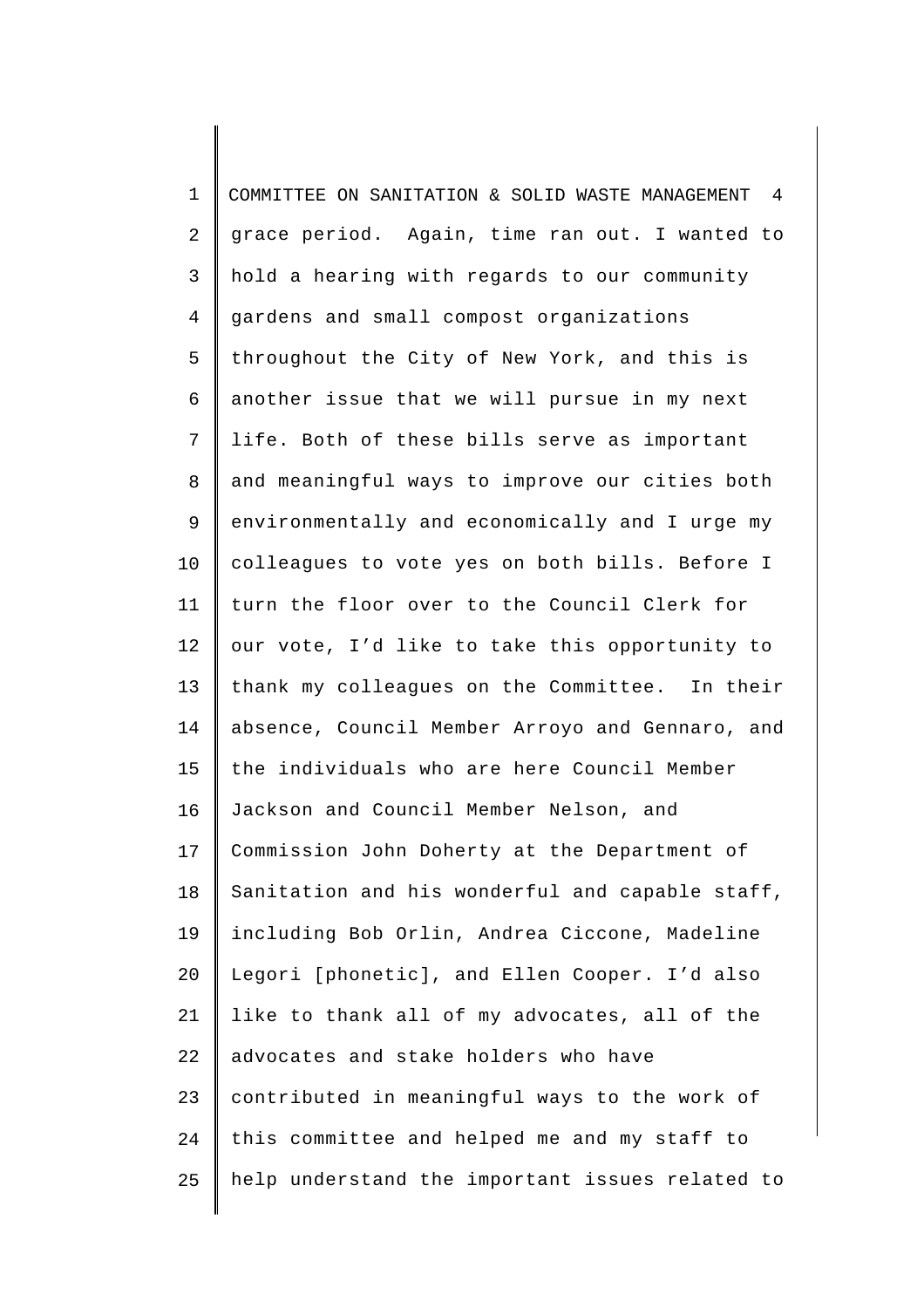grace period. Again, time ran out. I wanted to hold a hearing with regards to our community gardens and small compost organizations throughout the City of New York, and this is another issue that we will pursue in my next life. Both of these bills serve as important and meaningful ways to improve our cities both environmentally and economically and I urge my colleagues to vote yes on both bills. Before I turn the floor over to the Council Clerk for our vote, I'd like to take this opportunity to thank my colleagues on the Committee. In their absence, Council Member Arroyo and Gennaro, and the individuals who are here Council Member Jackson and Council Member Nelson, and Commission John Doherty at the Department of Sanitation and his wonderful and capable staff, including Bob Orlin, Andrea Ciccone, Madeline Legori [phonetic], and Ellen Cooper. I'd also like to thank all of my advocates, all of the advocates and stake holders who have contributed in meaningful ways to the work of this committee and helped me and my staff to help understand the important issues related to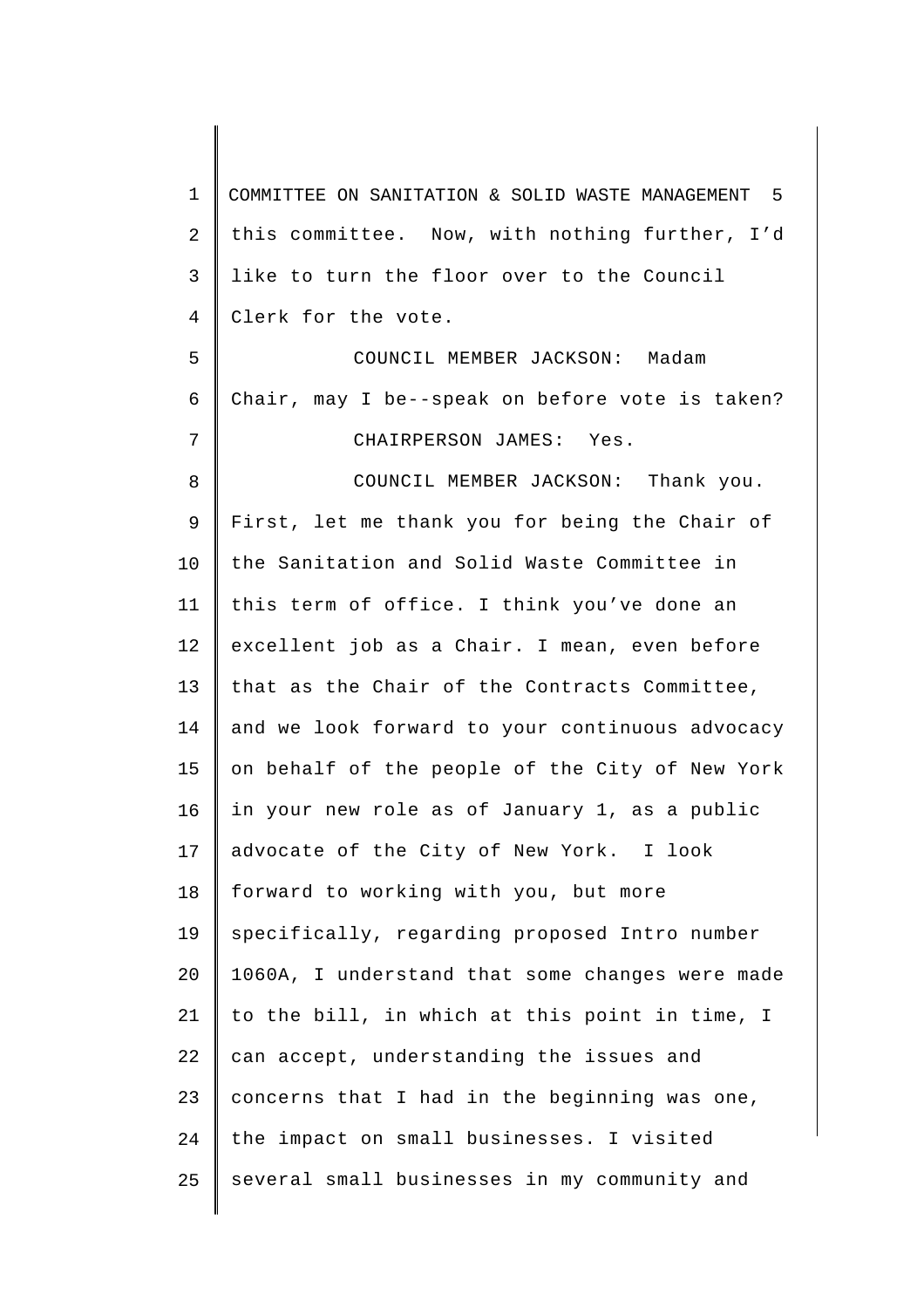this committee. Now, with nothing further, I'd like to turn the floor over to the Council Clerk for the vote.

COUNCIL MEMBER JACKSON: Madam Chair, may I be--speak on before vote is taken?

CHAIRPERSON JAMES: Yes.

COUNCIL MEMBER JACKSON: Thank you. First, let me thank you for being the Chair of the Sanitation and Solid Waste Committee in this term of office. I think you've done an excellent job as a Chair. I mean, even before that as the Chair of the Contracts Committee, and we look forward to your continuous advocacy on behalf of the people of the City of New York in your new role as of January 1, as a public advocate of the City of New York. I look forward to working with you, but more specifically, regarding proposed Intro number 1060A, I understand that some changes were made to the bill, in which at this point in time, I can accept, understanding the issues and concerns that I had in the beginning was one, the impact on small businesses. I visited several small businesses in my community and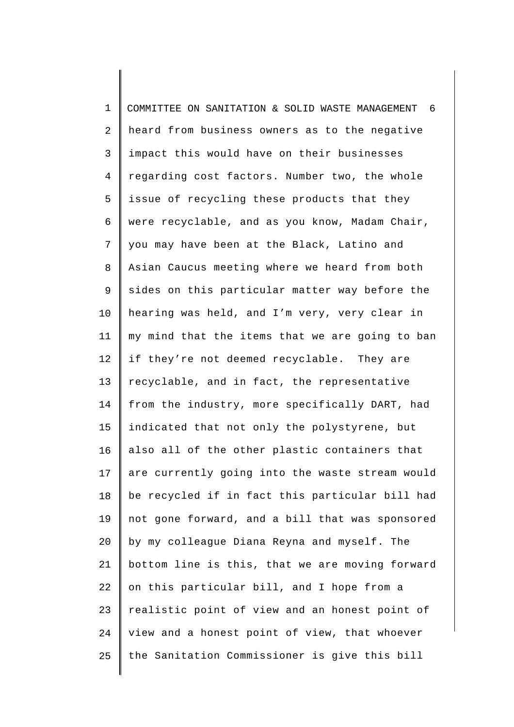heard from business owners as to the negative impact this would have on their businesses regarding cost factors. Number two, the whole issue of recycling these products that they were recyclable, and as you know, Madam Chair, you may have been at the Black, Latino and Asian Caucus meeting where we heard from both sides on this particular matter way before the hearing was held, and I'm very, very clear in my mind that the items that we are going to ban if they're not deemed recyclable. They are recyclable, and in fact, the representative from the industry, more specifically DART, had indicated that not only the polystyrene, but also all of the other plastic containers that are currently going into the waste stream would be recycled if in fact this particular bill had not gone forward, and a bill that was sponsored by my colleague Diana Reyna and myself. The bottom line is this, that we are moving forward on this particular bill, and I hope from a realistic point of view and an honest point of view and a honest point of view, that whoever the Sanitation Commissioner is give this bill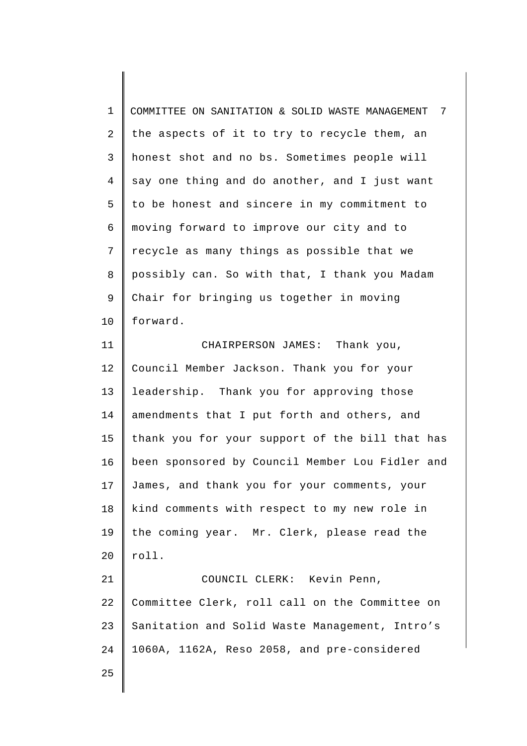the aspects of it to try to recycle them, an honest shot and no bs. Sometimes people will say one thing and do another, and I just want to be honest and sincere in my commitment to moving forward to improve our city and to recycle as many things as possible that we possibly can. So with that, I thank you Madam Chair for bringing us together in moving forward.

CHAIRPERSON JAMES: Thank you, Council Member Jackson. Thank you for your leadership. Thank you for approving those amendments that I put forth and others, and thank you for your support of the bill that has been sponsored by Council Member Lou Fidler and James, and thank you for your comments, your kind comments with respect to my new role in the coming year. Mr. Clerk, please read the roll.

COUNCIL CLERK: Kevin Penn, Committee Clerk, roll call on the Committee on Sanitation and Solid Waste Management, Intro’s 1060A, 1162A, Reso 2058, and pre-considered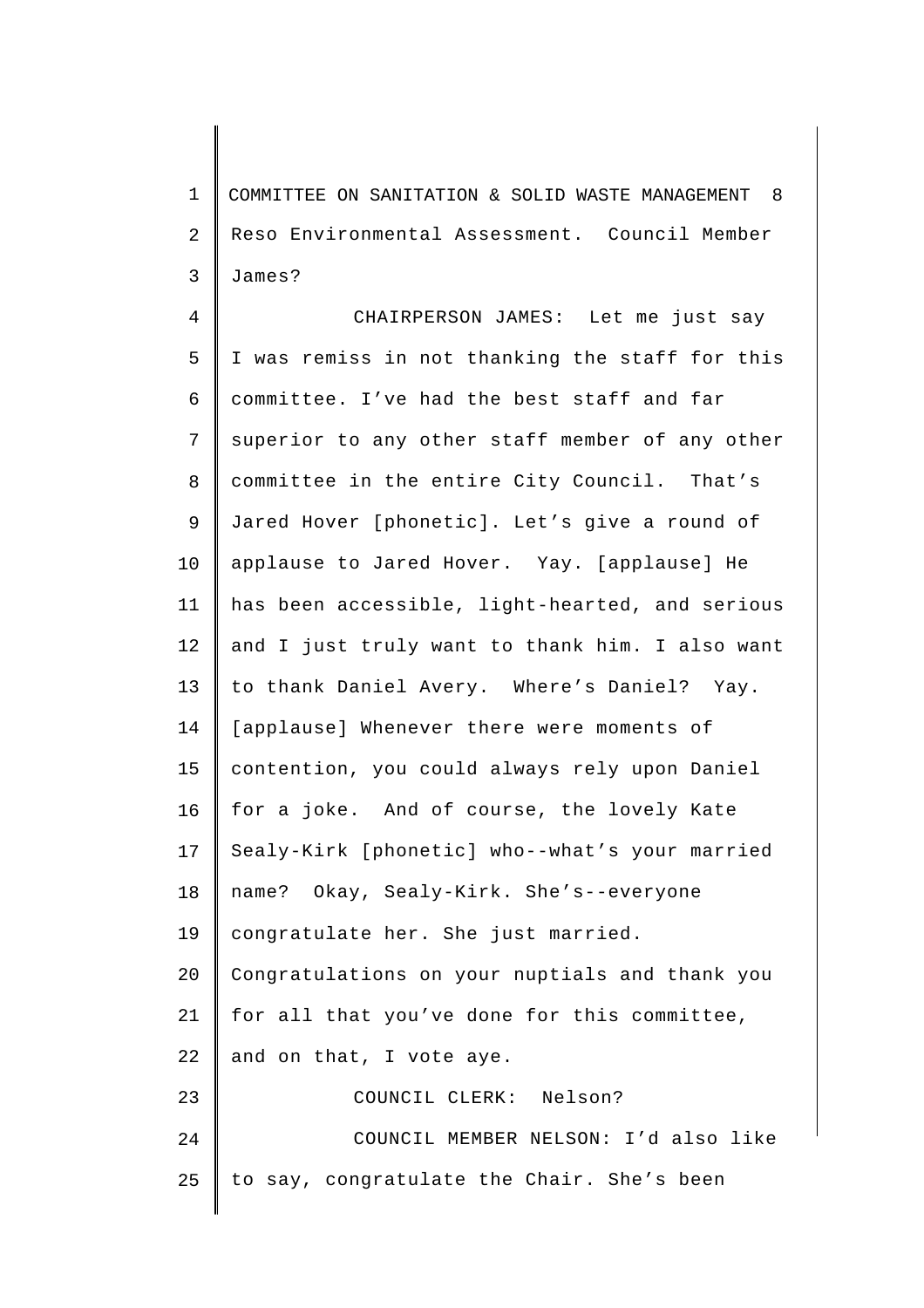Reso Environmental Assessment. Council Member James?

CHAIRPERSON JAMES: Let me just say I was remiss in not thanking the staff for this committee. I've had the best staff and far superior to any other staff member of any other committee in the entire City Council. That's Jared Hover [phonetic]. Let's give a round of applause to Jared Hover. Yay. [applause] He has been accessible, light-hearted, and serious and I just truly want to thank him. I also want to thank Daniel Avery. Where's Daniel? Yay. [applause] Whenever there were moments of contention, you could always rely upon Daniel for a joke. And of course, the lovely Kate Sealy-Kirk [phonetic] who--what's your married name? Okay, Sealy-Kirk. She's--everyone congratulate her. She just married. Congratulations on your nuptials and thank you for all that you've done for this committee, and on that, I vote aye.

COUNCIL CLERK: Nelson?

COUNCIL MEMBER NELSON: I'd also like to say, congratulate the Chair. She's been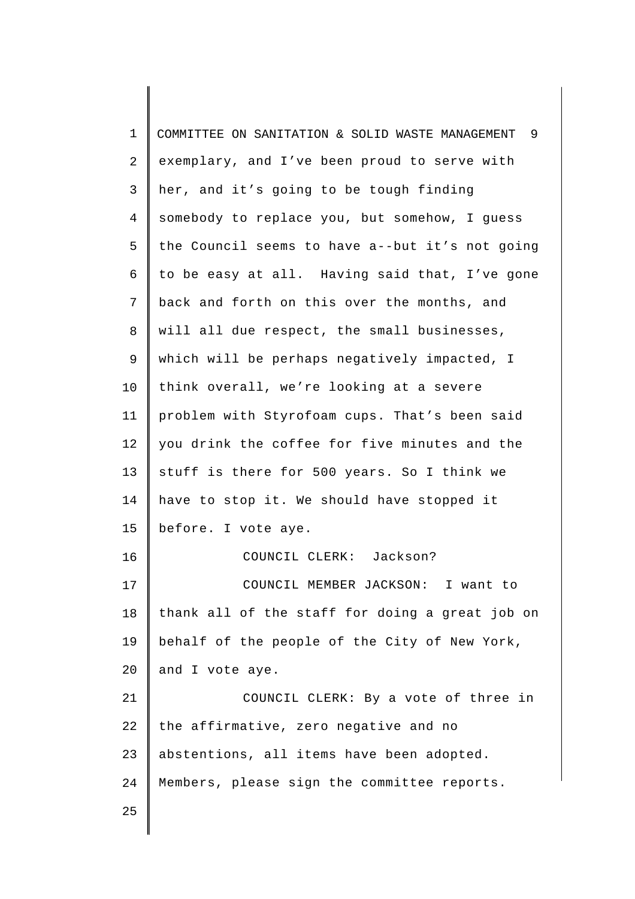exemplary, and I've been proud to serve with her, and it's going to be tough finding somebody to replace you, but somehow, I guess the Council seems to have a--but it's not going to be easy at all. Having said that, I've gone back and forth on this over the months, and will all due respect, the small businesses, which will be perhaps negatively impacted, I think overall, we're looking at a severe problem with Styrofoam cups. That's been said you drink the coffee for five minutes and the stuff is there for 500 years. So I think we have to stop it. We should have stopped it before. I vote aye.

COUNCIL CLERK: Jackson?

COUNCIL MEMBER JACKSON: I want to thank all of the staff for doing a great job on behalf of the people of the City of New York, and I vote aye.

COUNCIL CLERK: By a vote of three in the affirmative, zero negative and no abstentions, all items have been adopted. Members, please sign the committee reports.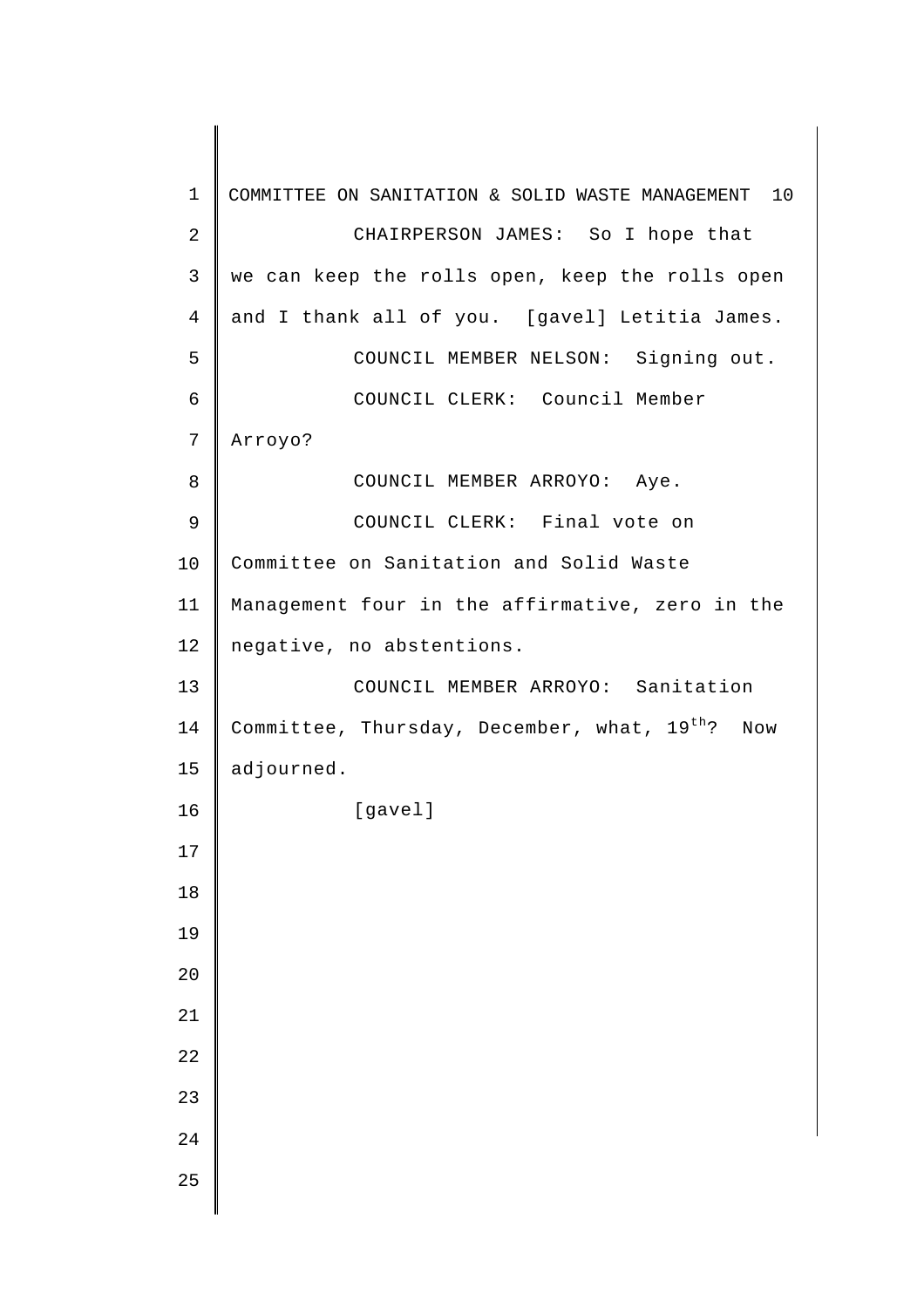CHAIRPERSON JAMES: So I hope that we can keep the rolls open, keep the rolls open and I thank all of you. [gavel] Letitia James.

COUNCIL MEMBER NELSON: Signing out.

COUNCIL CLERK: Council Member Arroyo?

COUNCIL MEMBER ARROYO: Aye.

COUNCIL CLERK: Final vote on Committee on Sanitation and Solid Waste Management four in the affirmative, zero in the negative, no abstentions.

COUNCIL MEMBER ARROYO: Sanitation Committee, Thursday, December, what, 19th? Now adjourned.

[gavel]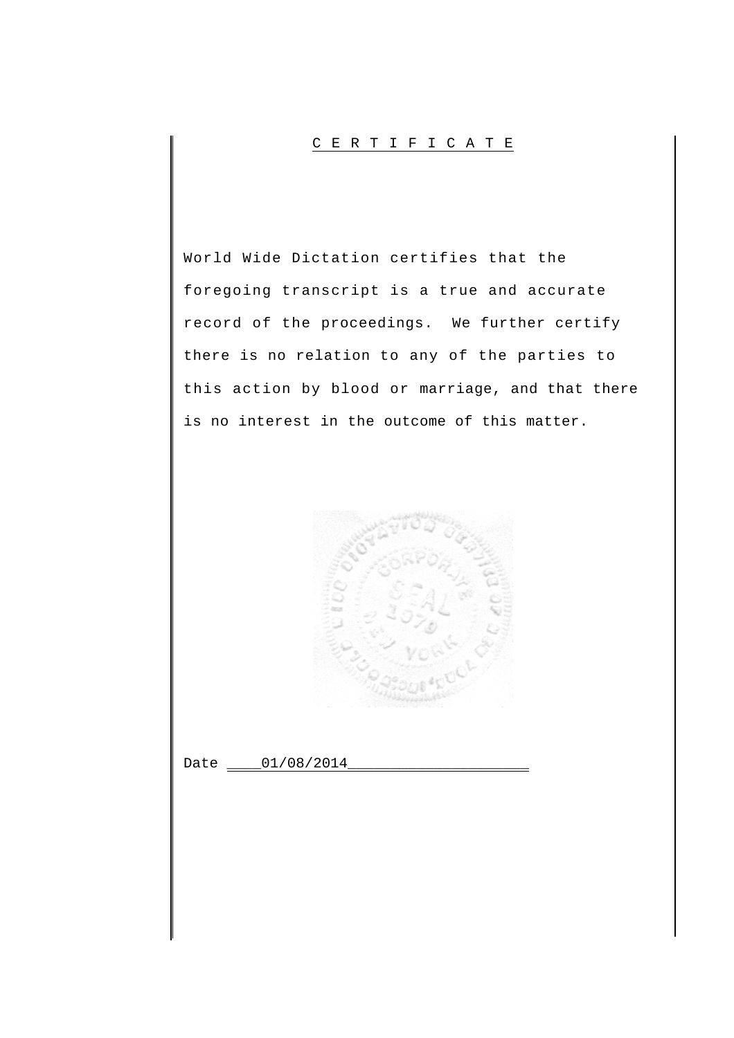# CERTIFICATE

World Wide Dictation certifies that the foregoing transcript is a true and accurate record of the proceedings. We further certify there is no relation to any of the parties to this action by blood or marriage, and that there is no interest in the outcome of this matter.

Date 01/08/2014